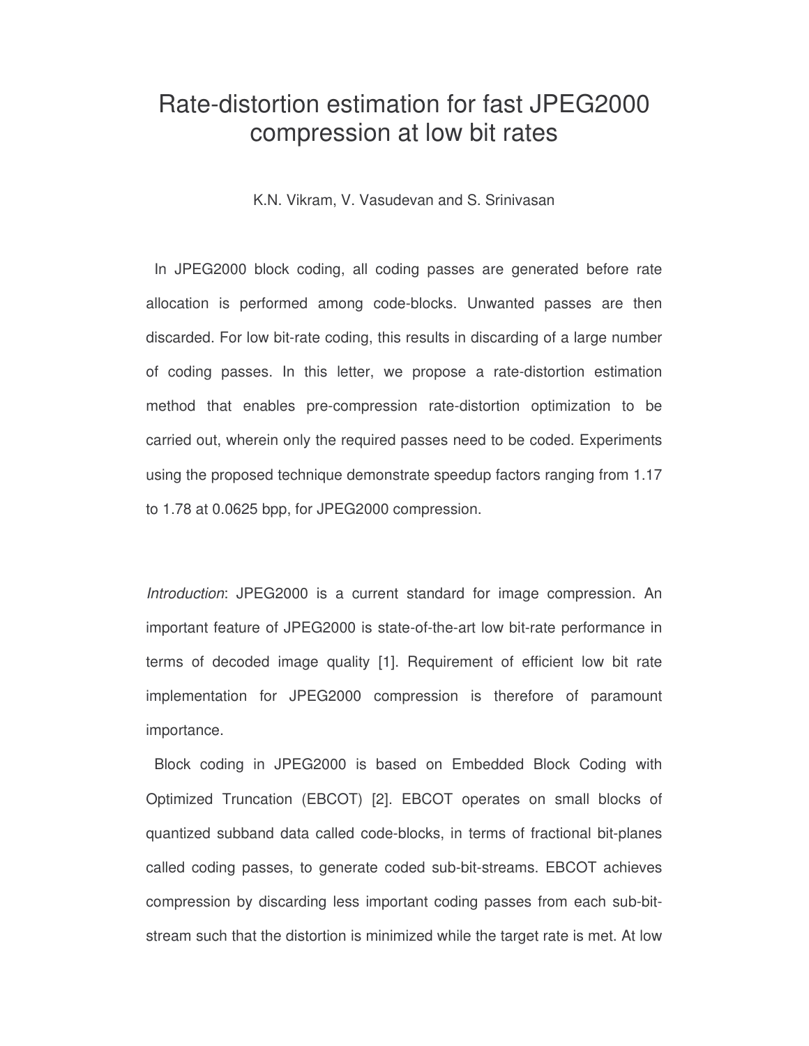# Rate-distortion estimation for fast JPEG2000 compression at low bit rates

K.N. Vikram, V. Vasudevan and S. Srinivasan

In JPEG2000 block coding, all coding passes are generated before rate allocation is performed among code-blocks. Unwanted passes are then discarded. For low bit-rate coding, this results in discarding of a large number of coding passes. In this letter, we propose a rate-distortion estimation method that enables pre-compression rate-distortion optimization to be carried out, wherein only the required passes need to be coded. Experiments using the proposed technique demonstrate speedup factors ranging from 1.17 to 1.78 at 0.0625 bpp, for JPEG2000 compression.

*Introduction*: JPEG2000 is a current standard for image compression. An important feature of JPEG2000 is state-of-the-art low bit-rate performance in terms of decoded image quality [1]. Requirement of efficient low bit rate implementation for JPEG2000 compression is therefore of paramount importance.

Block coding in JPEG2000 is based on Embedded Block Coding with Optimized Truncation (EBCOT) [2]. EBCOT operates on small blocks of quantized subband data called code-blocks, in terms of fractional bit-planes called coding passes, to generate coded sub-bit-streams. EBCOT achieves compression by discarding less important coding passes from each sub-bit-stream such that the distortion is minimized while the target rate is met. At low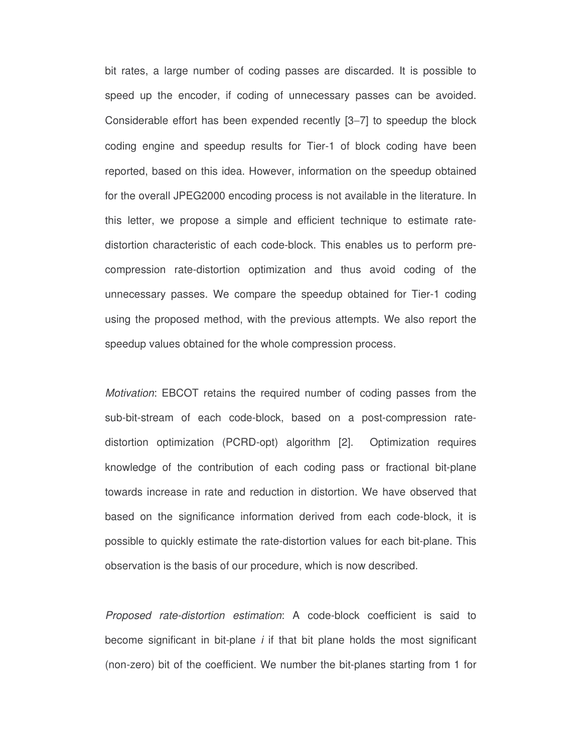bit rates, a large number of coding passes are discarded. It is possible to speed up the encoder, if coding of unnecessary passes can be avoided. Considerable effort has been expended recently [3–7] to speedup the block coding engine and speedup results for Tier-1 of block coding have been reported, based on this idea. However, information on the speedup obtained for the overall JPEG2000 encoding process is not available in the literature. In this letter, we propose a simple and efficient technique to estimate rate-distortion characteristic of each code-block. This enables us to perform pre-compression rate-distortion optimization and thus avoid coding of the unnecessary passes. We compare the speedup obtained for Tier-1 coding using the proposed method, with the previous attempts. We also report the speedup values obtained for the whole compression process.

*Motivation*: EBCOT retains the required number of coding passes from the sub-bit-stream of each code-block, based on a post-compression rate-distortion optimization (PCRD-opt) algorithm [2]. Optimization requires knowledge of the contribution of each coding pass or fractional bit-plane towards increase in rate and reduction in distortion. We have observed that based on the significance information derived from each code-block, it is possible to quickly estimate the rate-distortion values for each bit-plane. This observation is the basis of our procedure, which is now described.

*Proposed rate-distortion estimation*: A code-block coefficient is said to become significant in bit-plane $i$ if that bit plane holds the most significant (non-zero) bit of the coefficient. We number the bit-planes starting from 1 for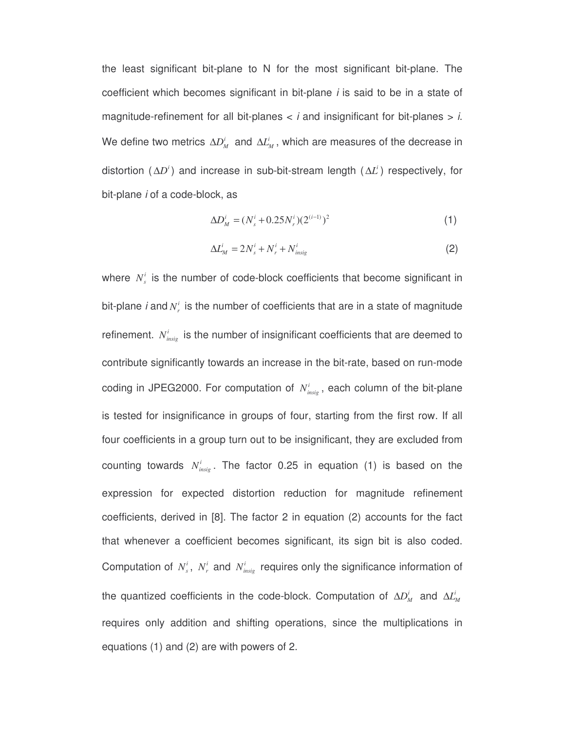the least significant bit-plane to N for the most significant bit-plane. The coefficient which becomes significant in bit-plane *i* is said to be in a state of magnitude-refinement for all bit-planes < *i* and insignificant for bit-planes > *i*. We define two metrics $\Delta D_M^i$ and $\Delta L_M^i$, which are measures of the decrease in distortion ($\Delta D^i$) and increase in sub-bit-stream length ($\Delta L^i$) respectively, for bit-plane *i* of a code-block, as

$$\Delta D_M^i = (N_s^i + 0.25 N_r^i)(2^{(i-1)})^2 \tag{1}$$

$$\Delta L_M^i = 2N_s^i + N_r^i + N_{insig}^i \tag{2}$$

where $N_s^i$ is the number of code-block coefficients that become significant in bit-plane *i* and $N_r^i$ is the number of coefficients that are in a state of magnitude refinement. $N_{insig}^i$ is the number of insignificant coefficients that are deemed to contribute significantly towards an increase in the bit-rate, based on run-mode coding in JPEG2000. For computation of $N_{insig}^i$, each column of the bit-plane is tested for insignificance in groups of four, starting from the first row. If all four coefficients in a group turn out to be insignificant, they are excluded from counting towards $N_{insig}^i$. The factor 0.25 in equation (1) is based on the expression for expected distortion reduction for magnitude refinement coefficients, derived in [8]. The factor 2 in equation (2) accounts for the fact that whenever a coefficient becomes significant, its sign bit is also coded. Computation of $N_s^i$, $N_r^i$ and $N_{insig}^i$ requires only the significance information of the quantized coefficients in the code-block. Computation of $\Delta D_M^i$ and $\Delta L_M^i$ requires only addition and shifting operations, since the multiplications in equations (1) and (2) are with powers of 2.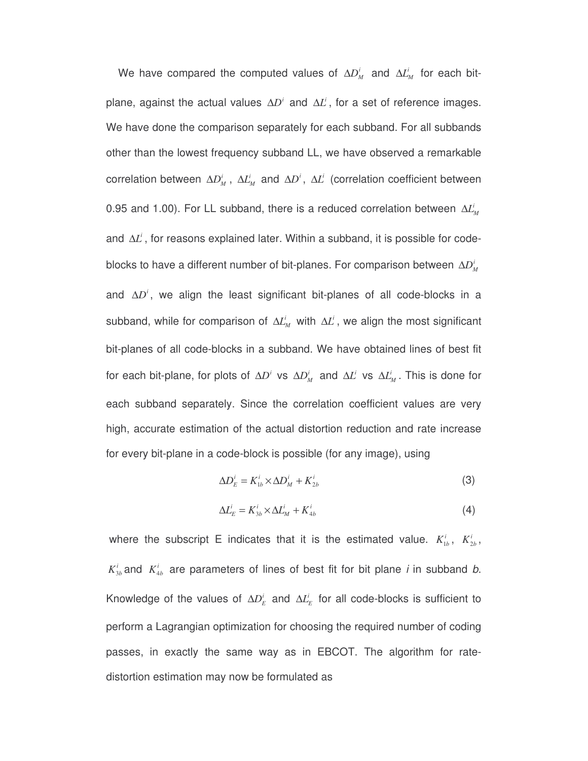We have compared the computed values of $\Delta D_M^i$ and $\Delta L_M^i$ for each bit-plane, against the actual values $\Delta D^i$ and $\Delta L^i$, for a set of reference images. We have done the comparison separately for each subband. For all subbands other than the lowest frequency subband LL, we have observed a remarkable correlation between $\Delta D_M^i$, $\Delta L_M^i$ and $\Delta D^i$, $\Delta L^i$ (correlation coefficient between 0.95 and 1.00). For LL subband, there is a reduced correlation between $\Delta L_M^i$ and $\Delta L^i$, for reasons explained later. Within a subband, it is possible for code-blocks to have a different number of bit-planes. For comparison between $\Delta D_M^i$ and $\Delta D^i$, we align the least significant bit-planes of all code-blocks in a subband, while for comparison of $\Delta L_M^i$ with $\Delta L^i$, we align the most significant bit-planes of all code-blocks in a subband. We have obtained lines of best fit for each bit-plane, for plots of $\Delta D^i$ vs $\Delta D_M^i$ and $\Delta L^i$ vs $\Delta L_M^i$. This is done for each subband separately. Since the correlation coefficient values are very high, accurate estimation of the actual distortion reduction and rate increase for every bit-plane in a code-block is possible (for any image), using

$$\Delta D_E^i = K_{1b}^i \times \Delta D_M^i + K_{2b}^i \tag{3}$$

$$\Delta L_E^i = K_{3b}^i \times \Delta L_M^i + K_{4b}^i \tag{4}$$

where the subscript E indicates that it is the estimated value. $K_{1b}^i$, $K_{2b}^i$, $K_{3b}^i$ and $K_{4b}^i$ are parameters of lines of best fit for bit plane *i* in subband *b*. Knowledge of the values of $\Delta D_E^i$ and $\Delta L_E^i$ for all code-blocks is sufficient to perform a Lagrangian optimization for choosing the required number of coding passes, in exactly the same way as in EBCOT. The algorithm for rate-distortion estimation may now be formulated as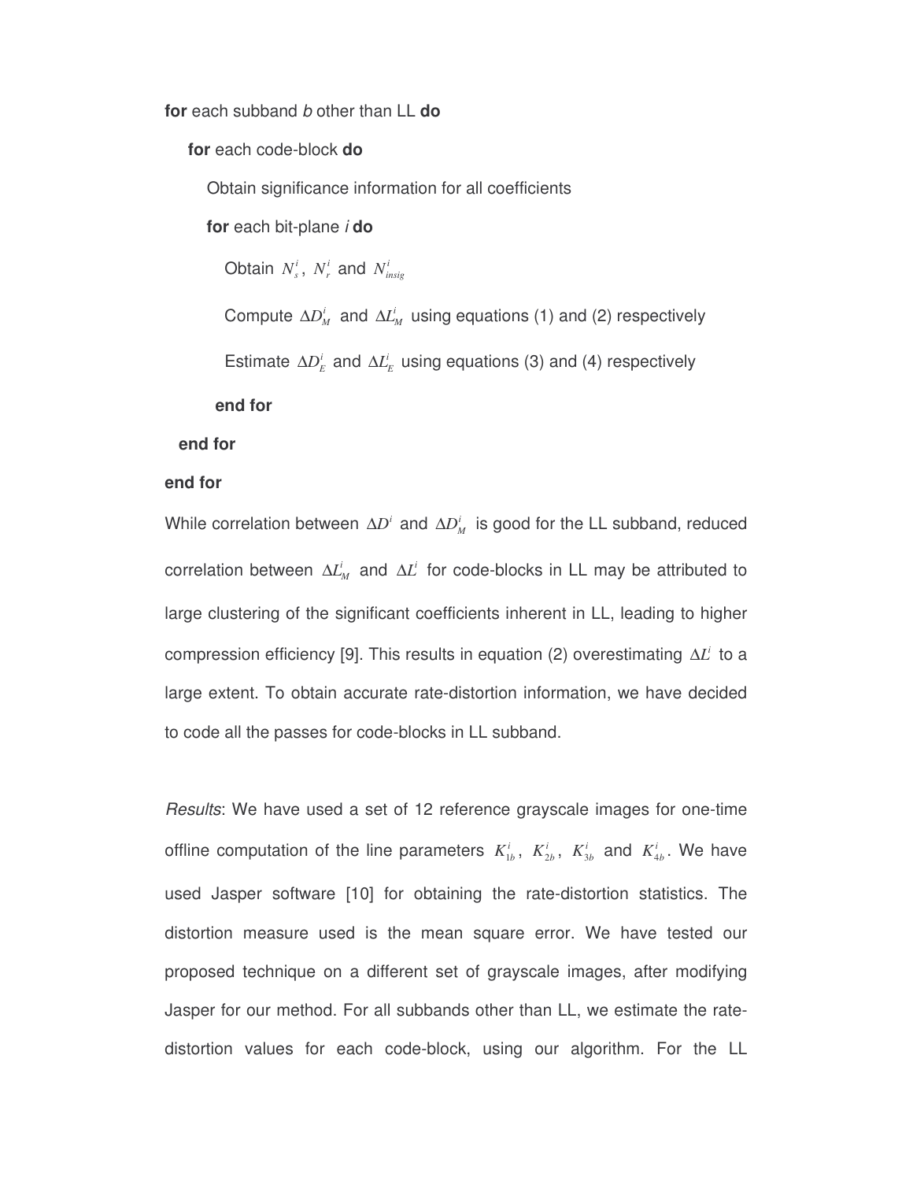**for** each subband *b* other than LL **do**

  **for** each code-block **do**

    Obtain significance information for all coefficients

    **for** each bit-plane *i* **do**

      Obtain $N_s^i$, $N_r^i$ and $N_{insig}^i$

      Compute $\Delta D_M^i$ and $\Delta L_M^i$ using equations (1) and (2) respectively

      Estimate $\Delta D_E^i$ and $\Delta L_E^i$ using equations (3) and (4) respectively

    **end for**

  **end for**

**end for**

While correlation between $\Delta D^i$ and $\Delta D_M^i$ is good for the LL subband, reduced correlation between $\Delta L_M^i$ and $\Delta L^i$ for code-blocks in LL may be attributed to large clustering of the significant coefficients inherent in LL, leading to higher compression efficiency [9]. This results in equation (2) overestimating $\Delta L^i$ to a large extent. To obtain accurate rate-distortion information, we have decided to code all the passes for code-blocks in LL subband.

*Results*: We have used a set of 12 reference grayscale images for one-time offline computation of the line parameters $K_{1b}^i$, $K_{2b}^i$, $K_{3b}^i$ and $K_{4b}^i$. We have used Jasper software [10] for obtaining the rate-distortion statistics. The distortion measure used is the mean square error. We have tested our proposed technique on a different set of grayscale images, after modifying Jasper for our method. For all subbands other than LL, we estimate the rate-distortion values for each code-block, using our algorithm. For the LL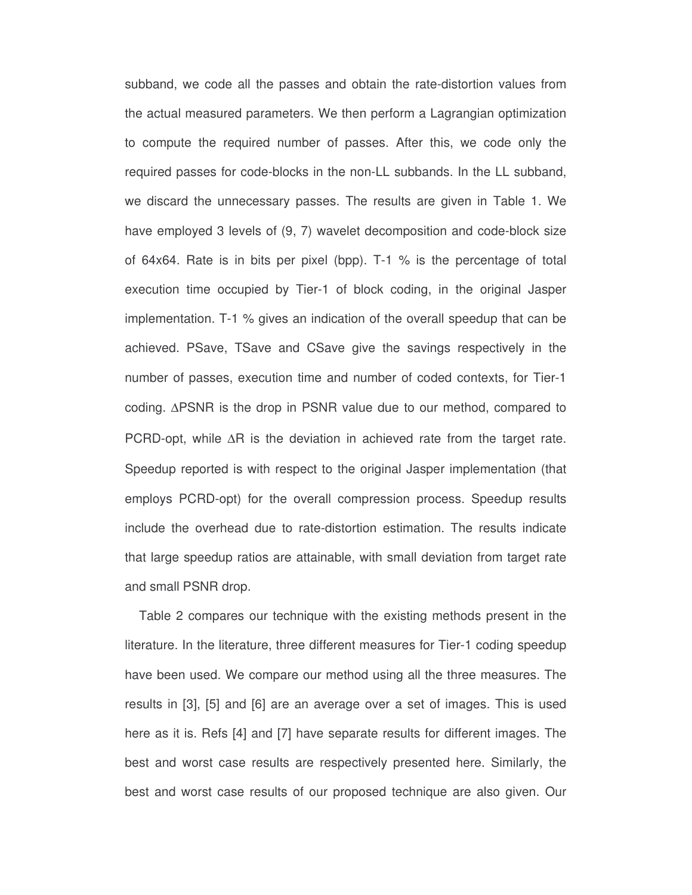subband, we code all the passes and obtain the rate-distortion values from the actual measured parameters. We then perform a Lagrangian optimization to compute the required number of passes. After this, we code only the required passes for code-blocks in the non-LL subbands. In the LL subband, we discard the unnecessary passes. The results are given in Table 1. We have employed 3 levels of (9, 7) wavelet decomposition and code-block size of 64x64. Rate is in bits per pixel (bpp). T-1 % is the percentage of total execution time occupied by Tier-1 of block coding, in the original Jasper implementation. T-1 % gives an indication of the overall speedup that can be achieved. PSave, TSave and CSave give the savings respectively in the number of passes, execution time and number of coded contexts, for Tier-1 coding. $\Delta$PSNR is the drop in PSNR value due to our method, compared to PCRD-opt, while $\Delta R$ is the deviation in achieved rate from the target rate. Speedup reported is with respect to the original Jasper implementation (that employs PCRD-opt) for the overall compression process. Speedup results include the overhead due to rate-distortion estimation. The results indicate that large speedup ratios are attainable, with small deviation from target rate and small PSNR drop.

Table 2 compares our technique with the existing methods present in the literature. In the literature, three different measures for Tier-1 coding speedup have been used. We compare our method using all the three measures. The results in [3], [5] and [6] are an average over a set of images. This is used here as it is. Refs [4] and [7] have separate results for different images. The best and worst case results are respectively presented here. Similarly, the best and worst case results of our proposed technique are also given. Our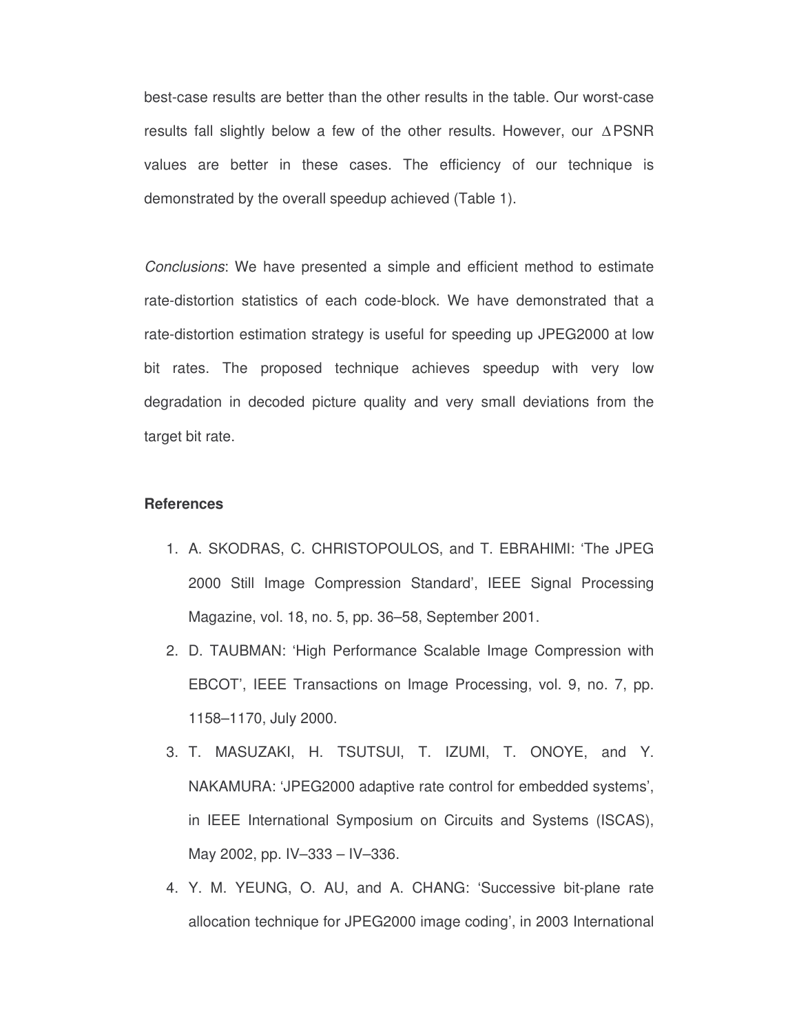best-case results are better than the other results in the table. Our worst-case results fall slightly below a few of the other results. However, our $\Delta$PSNR values are better in these cases. The efficiency of our technique is demonstrated by the overall speedup achieved (Table 1).

*Conclusions*: We have presented a simple and efficient method to estimate rate-distortion statistics of each code-block. We have demonstrated that a rate-distortion estimation strategy is useful for speeding up JPEG2000 at low bit rates. The proposed technique achieves speedup with very low degradation in decoded picture quality and very small deviations from the target bit rate.

**References**

1. A. SKODRAS, C. CHRISTOPOULOS, and T. EBRAHIMI: 'The JPEG 2000 Still Image Compression Standard', IEEE Signal Processing Magazine, vol. 18, no. 5, pp. 36–58, September 2001.
2. D. TAUBMAN: 'High Performance Scalable Image Compression with EBCOT', IEEE Transactions on Image Processing, vol. 9, no. 7, pp. 1158–1170, July 2000.
3. T. MASUZAKI, H. TSUTSUI, T. IZUMI, T. ONOYE, and Y. NAKAMURA: 'JPEG2000 adaptive rate control for embedded systems', in IEEE International Symposium on Circuits and Systems (ISCAS), May 2002, pp. IV–333 – IV–336.
4. Y. M. YEUNG, O. AU, and A. CHANG: 'Successive bit-plane rate allocation technique for JPEG2000 image coding', in 2003 International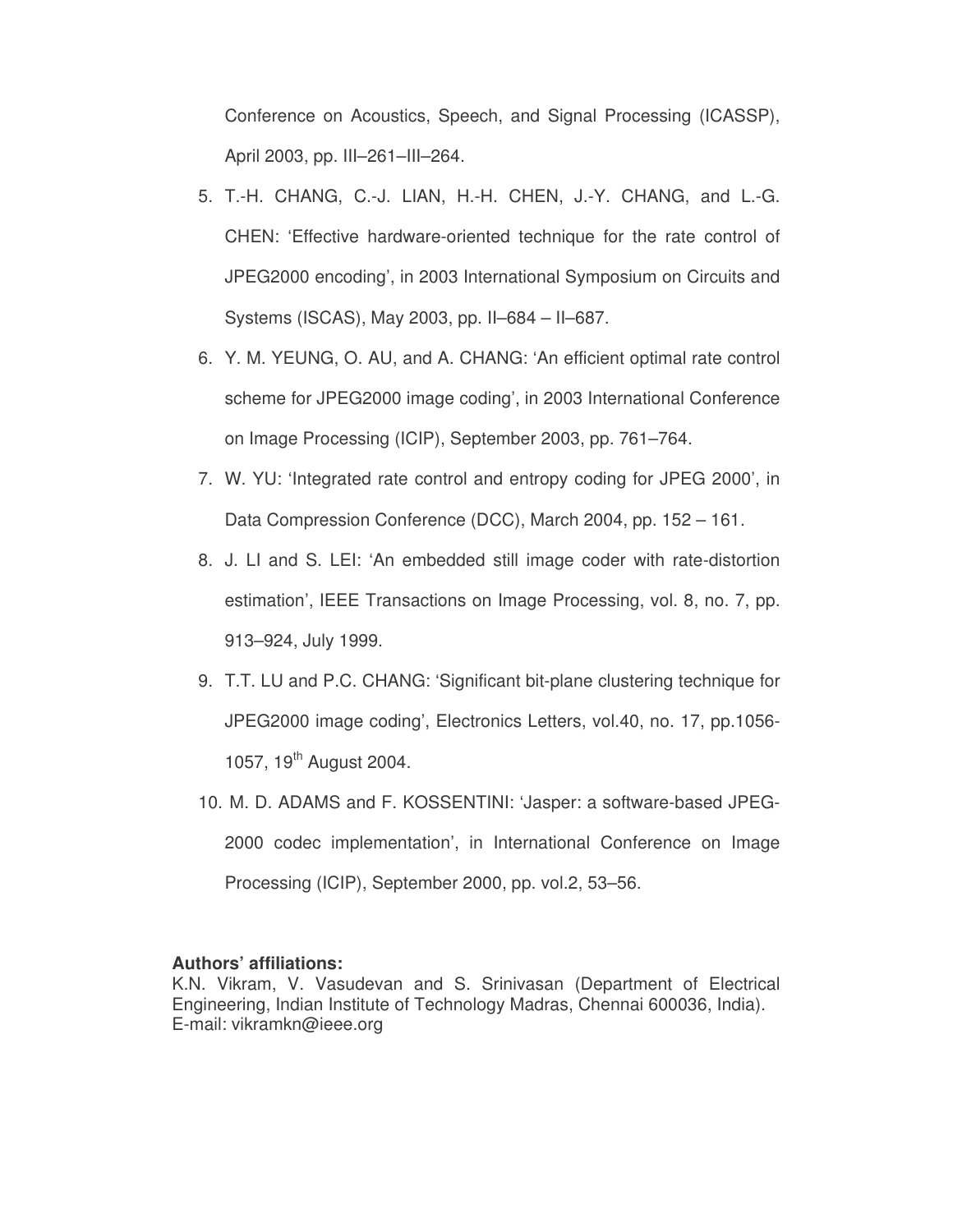Conference on Acoustics, Speech, and Signal Processing (ICASSP), April 2003, pp. III–261–III–264.

5. T.-H. CHANG, C.-J. LIAN, H.-H. CHEN, J.-Y. CHANG, and L.-G. CHEN: 'Effective hardware-oriented technique for the rate control of JPEG2000 encoding', in 2003 International Symposium on Circuits and Systems (ISCAS), May 2003, pp. II–684 – II–687.
6. Y. M. YEUNG, O. AU, and A. CHANG: 'An efficient optimal rate control scheme for JPEG2000 image coding', in 2003 International Conference on Image Processing (ICIP), September 2003, pp. 761–764.
7. W. YU: 'Integrated rate control and entropy coding for JPEG 2000', in Data Compression Conference (DCC), March 2004, pp. 152 – 161.
8. J. LI and S. LEI: 'An embedded still image coder with rate-distortion estimation', IEEE Transactions on Image Processing, vol. 8, no. 7, pp. 913–924, July 1999.
9. T.T. LU and P.C. CHANG: 'Significant bit-plane clustering technique for JPEG2000 image coding', Electronics Letters, vol.40, no. 17, pp.1056-1057, 19th August 2004.
10. M. D. ADAMS and F. KOSSENTINI: 'Jasper: a software-based JPEG-2000 codec implementation', in International Conference on Image Processing (ICIP), September 2000, pp. vol.2, 53–56.

**Authors' affiliations:**

K.N. Vikram, V. Vasudevan and S. Srinivasan (Department of Electrical Engineering, Indian Institute of Technology Madras, Chennai 600036, India).
E-mail: vikramkn@ieee.org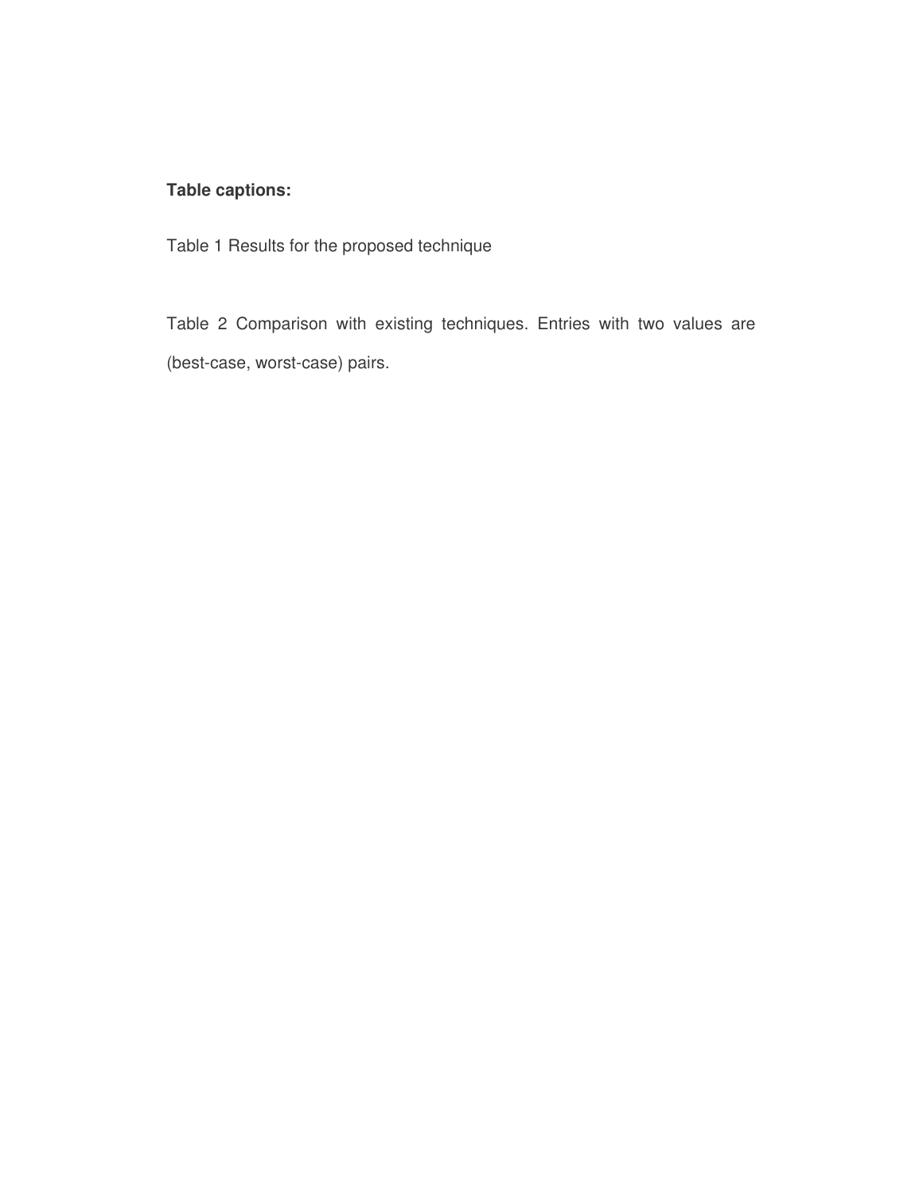**Table captions:**

Table 1 Results for the proposed technique

Table 2 Comparison with existing techniques. Entries with two values are (best-case, worst-case) pairs.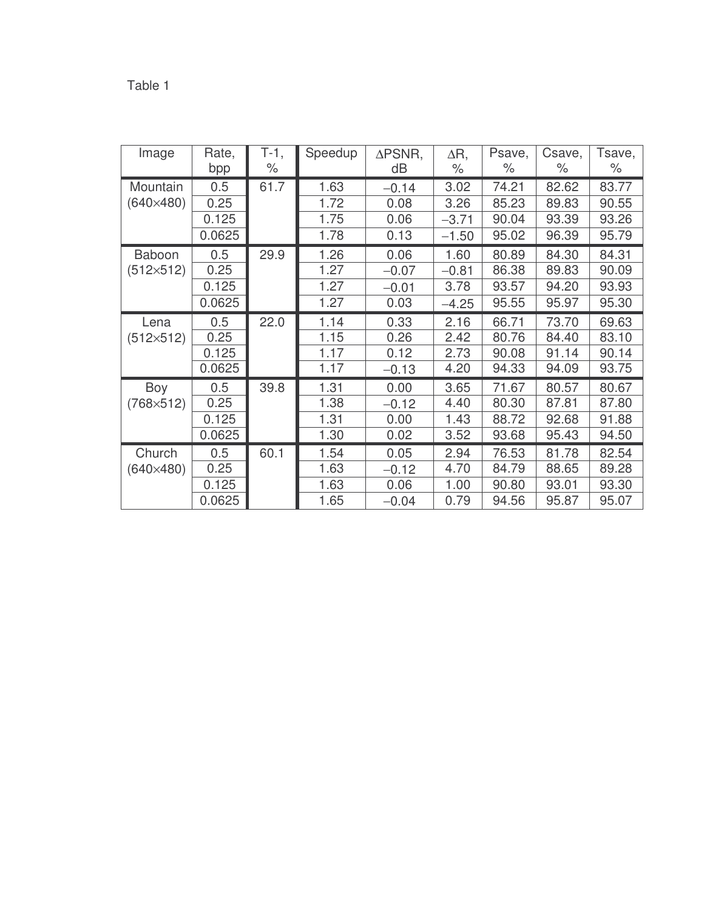Table 1

| Image | Rate, bpp | T-1, % | Speedup | ΔPSNR, dB | ΔR, % | Psave, % | Csave, % | Tsave, % |
|---|---|---|---|---|---|---|---|---|
| Mountain (640×480) | 0.5 | 61.7 | 1.63 | −0.14 | 3.02 | 74.21 | 82.62 | 83.77 |
| | 0.25 | | 1.72 | 0.08 | 3.26 | 85.23 | 89.83 | 90.55 |
| | 0.125 | | 1.75 | 0.06 | −3.71 | 90.04 | 93.39 | 93.26 |
| | 0.0625 | | 1.78 | 0.13 | −1.50 | 95.02 | 96.39 | 95.79 |
| Baboon (512×512) | 0.5 | 29.9 | 1.26 | 0.06 | 1.60 | 80.89 | 84.30 | 84.31 |
| | 0.25 | | 1.27 | −0.07 | −0.81 | 86.38 | 89.83 | 90.09 |
| | 0.125 | | 1.27 | −0.01 | 3.78 | 93.57 | 94.20 | 93.93 |
| | 0.0625 | | 1.27 | 0.03 | −4.25 | 95.55 | 95.97 | 95.30 |
| Lena (512×512) | 0.5 | 22.0 | 1.14 | 0.33 | 2.16 | 66.71 | 73.70 | 69.63 |
| | 0.25 | | 1.15 | 0.26 | 2.42 | 80.76 | 84.40 | 83.10 |
| | 0.125 | | 1.17 | 0.12 | 2.73 | 90.08 | 91.14 | 90.14 |
| | 0.0625 | | 1.17 | −0.13 | 4.20 | 94.33 | 94.09 | 93.75 |
| Boy (768×512) | 0.5 | 39.8 | 1.31 | 0.00 | 3.65 | 71.67 | 80.57 | 80.67 |
| | 0.25 | | 1.38 | −0.12 | 4.40 | 80.30 | 87.81 | 87.80 |
| | 0.125 | | 1.31 | 0.00 | 1.43 | 88.72 | 92.68 | 91.88 |
| | 0.0625 | | 1.30 | 0.02 | 3.52 | 93.68 | 95.43 | 94.50 |
| Church (640×480) | 0.5 | 60.1 | 1.54 | 0.05 | 2.94 | 76.53 | 81.78 | 82.54 |
| | 0.25 | | 1.63 | −0.12 | 4.70 | 84.79 | 88.65 | 89.28 |
| | 0.125 | | 1.63 | 0.06 | 1.00 | 90.80 | 93.01 | 93.30 |
| | 0.0625 | | 1.65 | −0.04 | 0.79 | 94.56 | 95.87 | 95.07 |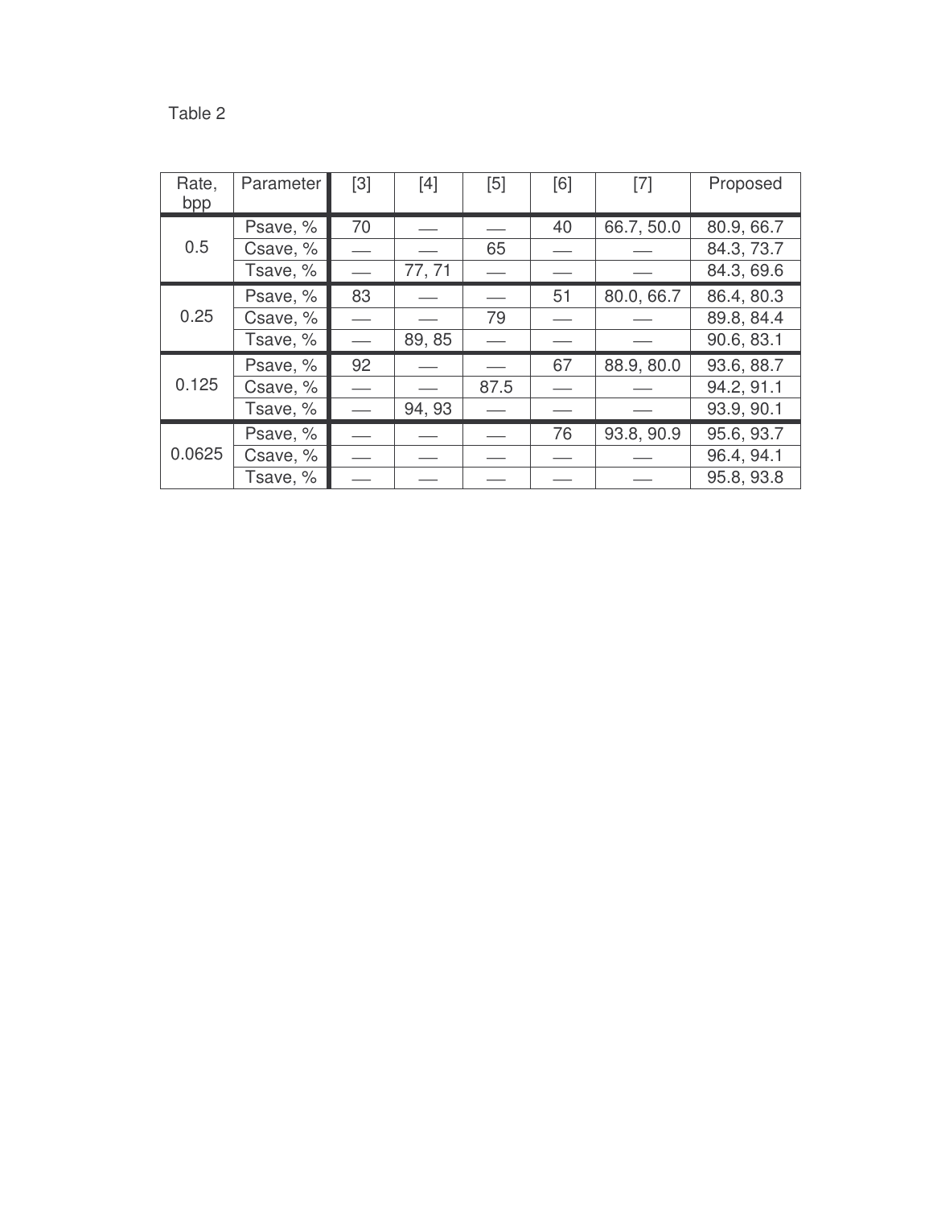Table 2

| Rate, bpp | Parameter | [3] | [4] | [5] | [6] | [7] | Proposed |
|---|---|---|---|---|---|---|---|
| 0.5 | Psave, % | 70 | — | — | 40 | 66.7, 50.0 | 80.9, 66.7 |
| | Csave, % | — | — | 65 | — | — | 84.3, 73.7 |
| | Tsave, % | — | 77, 71 | — | — | — | 84.3, 69.6 |
| 0.25 | Psave, % | 83 | — | — | 51 | 80.0, 66.7 | 86.4, 80.3 |
| | Csave, % | — | — | 79 | — | — | 89.8, 84.4 |
| | Tsave, % | — | 89, 85 | — | — | — | 90.6, 83.1 |
| 0.125 | Psave, % | 92 | — | — | 67 | 88.9, 80.0 | 93.6, 88.7 |
| | Csave, % | — | — | 87.5 | — | — | 94.2, 91.1 |
| | Tsave, % | — | 94, 93 | — | — | — | 93.9, 90.1 |
| 0.0625 | Psave, % | — | — | — | 76 | 93.8, 90.9 | 95.6, 93.7 |
| | Csave, % | — | — | — | — | — | 96.4, 94.1 |
| | Tsave, % | — | — | — | — | — | 95.8, 93.8 |